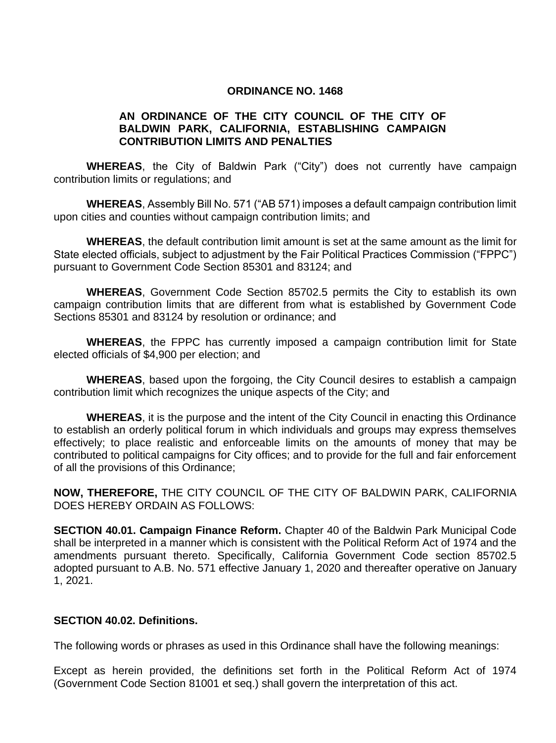# ORDINANCE NO. 1468

## AN ORDINANCE OF THE CITY COUNCIL OF THE CITY OF BALDWIN PARK, CALIFORNIA, ESTABLISHING CAMPAIGN CONTRIBUTION LIMITS AND PENALTIES

**WHEREAS**, the City of Baldwin Park ("City") does not currently have campaign contribution limits or regulations; and

**WHEREAS**, Assembly Bill No. 571 ("AB 571) imposes a default campaign contribution limit upon cities and counties without campaign contribution limits; and

**WHEREAS**, the default contribution limit amount is set at the same amount as the limit for State elected officials, subject to adjustment by the Fair Political Practices Commission ("FPPC") pursuant to Government Code Section 85301 and 83124; and

**WHEREAS**, Government Code Section 85702.5 permits the City to establish its own campaign contribution limits that are different from what is established by Government Code Sections 85301 and 83124 by resolution or ordinance; and

**WHEREAS**, the FPPC has currently imposed a campaign contribution limit for State elected officials of $4,900 per election; and

**WHEREAS**, based upon the forgoing, the City Council desires to establish a campaign contribution limit which recognizes the unique aspects of the City; and

**WHEREAS**, it is the purpose and the intent of the City Council in enacting this Ordinance to establish an orderly political forum in which individuals and groups may express themselves effectively; to place realistic and enforceable limits on the amounts of money that may be contributed to political campaigns for City offices; and to provide for the full and fair enforcement of all the provisions of this Ordinance;

**NOW, THEREFORE,** THE CITY COUNCIL OF THE CITY OF BALDWIN PARK, CALIFORNIA DOES HEREBY ORDAIN AS FOLLOWS:

**SECTION 40.01. Campaign Finance Reform.** Chapter 40 of the Baldwin Park Municipal Code shall be interpreted in a manner which is consistent with the Political Reform Act of 1974 and the amendments pursuant thereto. Specifically, California Government Code section 85702.5 adopted pursuant to A.B. No. 571 effective January 1, 2020 and thereafter operative on January 1, 2021.

**SECTION 40.02. Definitions.**

The following words or phrases as used in this Ordinance shall have the following meanings:

Except as herein provided, the definitions set forth in the Political Reform Act of 1974 (Government Code Section 81001 et seq.) shall govern the interpretation of this act.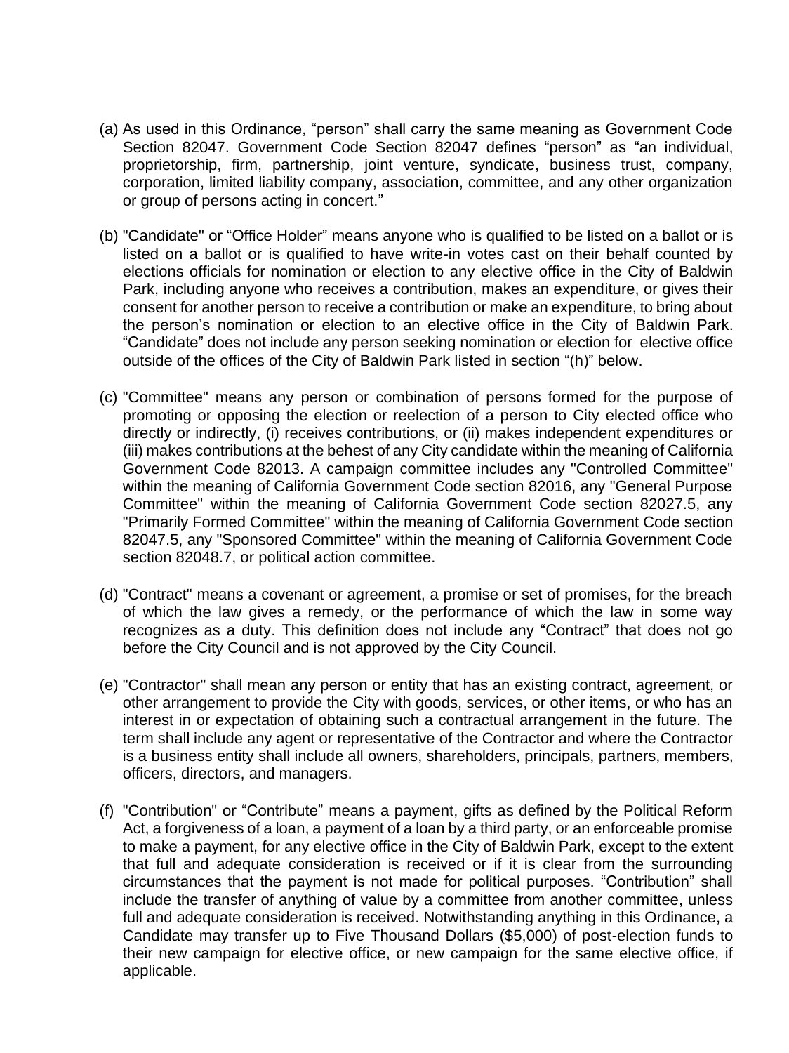(a) As used in this Ordinance, “person” shall carry the same meaning as Government Code Section 82047. Government Code Section 82047 defines “person” as “an individual, proprietorship, firm, partnership, joint venture, syndicate, business trust, company, corporation, limited liability company, association, committee, and any other organization or group of persons acting in concert.”

(b) "Candidate" or “Office Holder” means anyone who is qualified to be listed on a ballot or is listed on a ballot or is qualified to have write-in votes cast on their behalf counted by elections officials for nomination or election to any elective office in the City of Baldwin Park, including anyone who receives a contribution, makes an expenditure, or gives their consent for another person to receive a contribution or make an expenditure, to bring about the person’s nomination or election to an elective office in the City of Baldwin Park. “Candidate” does not include any person seeking nomination or election for elective office outside of the offices of the City of Baldwin Park listed in section “(h)” below.

(c) "Committee" means any person or combination of persons formed for the purpose of promoting or opposing the election or reelection of a person to City elected office who directly or indirectly, (i) receives contributions, or (ii) makes independent expenditures or (iii) makes contributions at the behest of any City candidate within the meaning of California Government Code 82013. A campaign committee includes any "Controlled Committee" within the meaning of California Government Code section 82016, any "General Purpose Committee" within the meaning of California Government Code section 82027.5, any "Primarily Formed Committee" within the meaning of California Government Code section 82047.5, any "Sponsored Committee" within the meaning of California Government Code section 82048.7, or political action committee.

(d) "Contract" means a covenant or agreement, a promise or set of promises, for the breach of which the law gives a remedy, or the performance of which the law in some way recognizes as a duty. This definition does not include any “Contract” that does not go before the City Council and is not approved by the City Council.

(e) "Contractor" shall mean any person or entity that has an existing contract, agreement, or other arrangement to provide the City with goods, services, or other items, or who has an interest in or expectation of obtaining such a contractual arrangement in the future. The term shall include any agent or representative of the Contractor and where the Contractor is a business entity shall include all owners, shareholders, principals, partners, members, officers, directors, and managers.

(f) "Contribution" or “Contribute” means a payment, gifts as defined by the Political Reform Act, a forgiveness of a loan, a payment of a loan by a third party, or an enforceable promise to make a payment, for any elective office in the City of Baldwin Park, except to the extent that full and adequate consideration is received or if it is clear from the surrounding circumstances that the payment is not made for political purposes. “Contribution” shall include the transfer of anything of value by a committee from another committee, unless full and adequate consideration is received. Notwithstanding anything in this Ordinance, a Candidate may transfer up to Five Thousand Dollars ($5,000) of post-election funds to their new campaign for elective office, or new campaign for the same elective office, if applicable.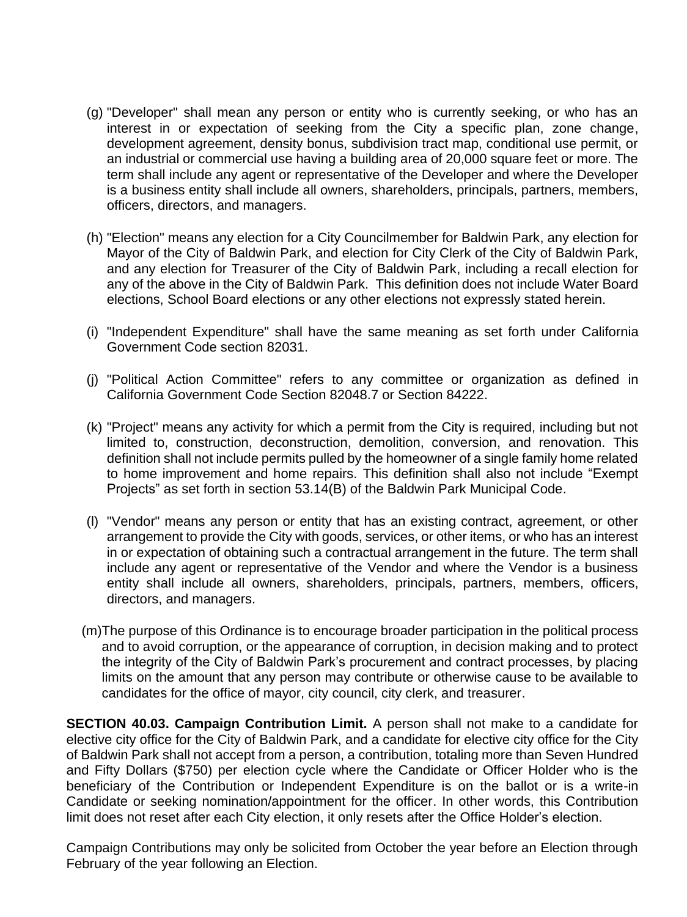(g) "Developer" shall mean any person or entity who is currently seeking, or who has an interest in or expectation of seeking from the City a specific plan, zone change, development agreement, density bonus, subdivision tract map, conditional use permit, or an industrial or commercial use having a building area of 20,000 square feet or more. The term shall include any agent or representative of the Developer and where the Developer is a business entity shall include all owners, shareholders, principals, partners, members, officers, directors, and managers.

(h) "Election" means any election for a City Councilmember for Baldwin Park, any election for Mayor of the City of Baldwin Park, and election for City Clerk of the City of Baldwin Park, and any election for Treasurer of the City of Baldwin Park, including a recall election for any of the above in the City of Baldwin Park. This definition does not include Water Board elections, School Board elections or any other elections not expressly stated herein.

(i) "Independent Expenditure" shall have the same meaning as set forth under California Government Code section 82031.

(j) "Political Action Committee" refers to any committee or organization as defined in California Government Code Section 82048.7 or Section 84222.

(k) "Project" means any activity for which a permit from the City is required, including but not limited to, construction, deconstruction, demolition, conversion, and renovation. This definition shall not include permits pulled by the homeowner of a single family home related to home improvement and home repairs. This definition shall also not include "Exempt Projects" as set forth in section 53.14(B) of the Baldwin Park Municipal Code.

(l) "Vendor" means any person or entity that has an existing contract, agreement, or other arrangement to provide the City with goods, services, or other items, or who has an interest in or expectation of obtaining such a contractual arrangement in the future. The term shall include any agent or representative of the Vendor and where the Vendor is a business entity shall include all owners, shareholders, principals, partners, members, officers, directors, and managers.

(m) The purpose of this Ordinance is to encourage broader participation in the political process and to avoid corruption, or the appearance of corruption, in decision making and to protect the integrity of the City of Baldwin Park's procurement and contract processes, by placing limits on the amount that any person may contribute or otherwise cause to be available to candidates for the office of mayor, city council, city clerk, and treasurer.

**SECTION 40.03. Campaign Contribution Limit.** A person shall not make to a candidate for elective city office for the City of Baldwin Park, and a candidate for elective city office for the City of Baldwin Park shall not accept from a person, a contribution, totaling more than Seven Hundred and Fifty Dollars ($750) per election cycle where the Candidate or Officer Holder who is the beneficiary of the Contribution or Independent Expenditure is on the ballot or is a write-in Candidate or seeking nomination/appointment for the officer. In other words, this Contribution limit does not reset after each City election, it only resets after the Office Holder's election.

Campaign Contributions may only be solicited from October the year before an Election through February of the year following an Election.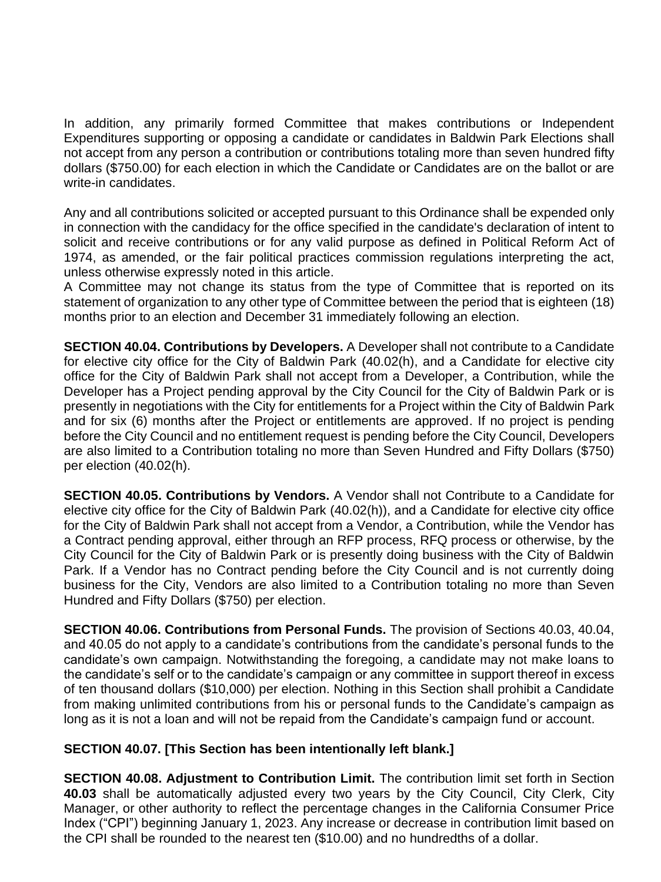In addition, any primarily formed Committee that makes contributions or Independent Expenditures supporting or opposing a candidate or candidates in Baldwin Park Elections shall not accept from any person a contribution or contributions totaling more than seven hundred fifty dollars ($750.00) for each election in which the Candidate or Candidates are on the ballot or are write-in candidates.

Any and all contributions solicited or accepted pursuant to this Ordinance shall be expended only in connection with the candidacy for the office specified in the candidate's declaration of intent to solicit and receive contributions or for any valid purpose as defined in Political Reform Act of 1974, as amended, or the fair political practices commission regulations interpreting the act, unless otherwise expressly noted in this article.
A Committee may not change its status from the type of Committee that is reported on its statement of organization to any other type of Committee between the period that is eighteen (18) months prior to an election and December 31 immediately following an election.

**SECTION 40.04. Contributions by Developers.** A Developer shall not contribute to a Candidate for elective city office for the City of Baldwin Park (40.02(h), and a Candidate for elective city office for the City of Baldwin Park shall not accept from a Developer, a Contribution, while the Developer has a Project pending approval by the City Council for the City of Baldwin Park or is presently in negotiations with the City for entitlements for a Project within the City of Baldwin Park and for six (6) months after the Project or entitlements are approved. If no project is pending before the City Council and no entitlement request is pending before the City Council, Developers are also limited to a Contribution totaling no more than Seven Hundred and Fifty Dollars ($750) per election (40.02(h).

**SECTION 40.05. Contributions by Vendors.** A Vendor shall not Contribute to a Candidate for elective city office for the City of Baldwin Park (40.02(h)), and a Candidate for elective city office for the City of Baldwin Park shall not accept from a Vendor, a Contribution, while the Vendor has a Contract pending approval, either through an RFP process, RFQ process or otherwise, by the City Council for the City of Baldwin Park or is presently doing business with the City of Baldwin Park. If a Vendor has no Contract pending before the City Council and is not currently doing business for the City, Vendors are also limited to a Contribution totaling no more than Seven Hundred and Fifty Dollars ($750) per election.

**SECTION 40.06. Contributions from Personal Funds.** The provision of Sections 40.03, 40.04, and 40.05 do not apply to a candidate's contributions from the candidate's personal funds to the candidate's own campaign. Notwithstanding the foregoing, a candidate may not make loans to the candidate's self or to the candidate's campaign or any committee in support thereof in excess of ten thousand dollars ($10,000) per election. Nothing in this Section shall prohibit a Candidate from making unlimited contributions from his or personal funds to the Candidate's campaign as long as it is not a loan and will not be repaid from the Candidate's campaign fund or account.

**SECTION 40.07. [This Section has been intentionally left blank.]**

**SECTION 40.08. Adjustment to Contribution Limit.** The contribution limit set forth in Section **40.03** shall be automatically adjusted every two years by the City Council, City Clerk, City Manager, or other authority to reflect the percentage changes in the California Consumer Price Index ("CPI") beginning January 1, 2023. Any increase or decrease in contribution limit based on the CPI shall be rounded to the nearest ten ($10.00) and no hundredths of a dollar.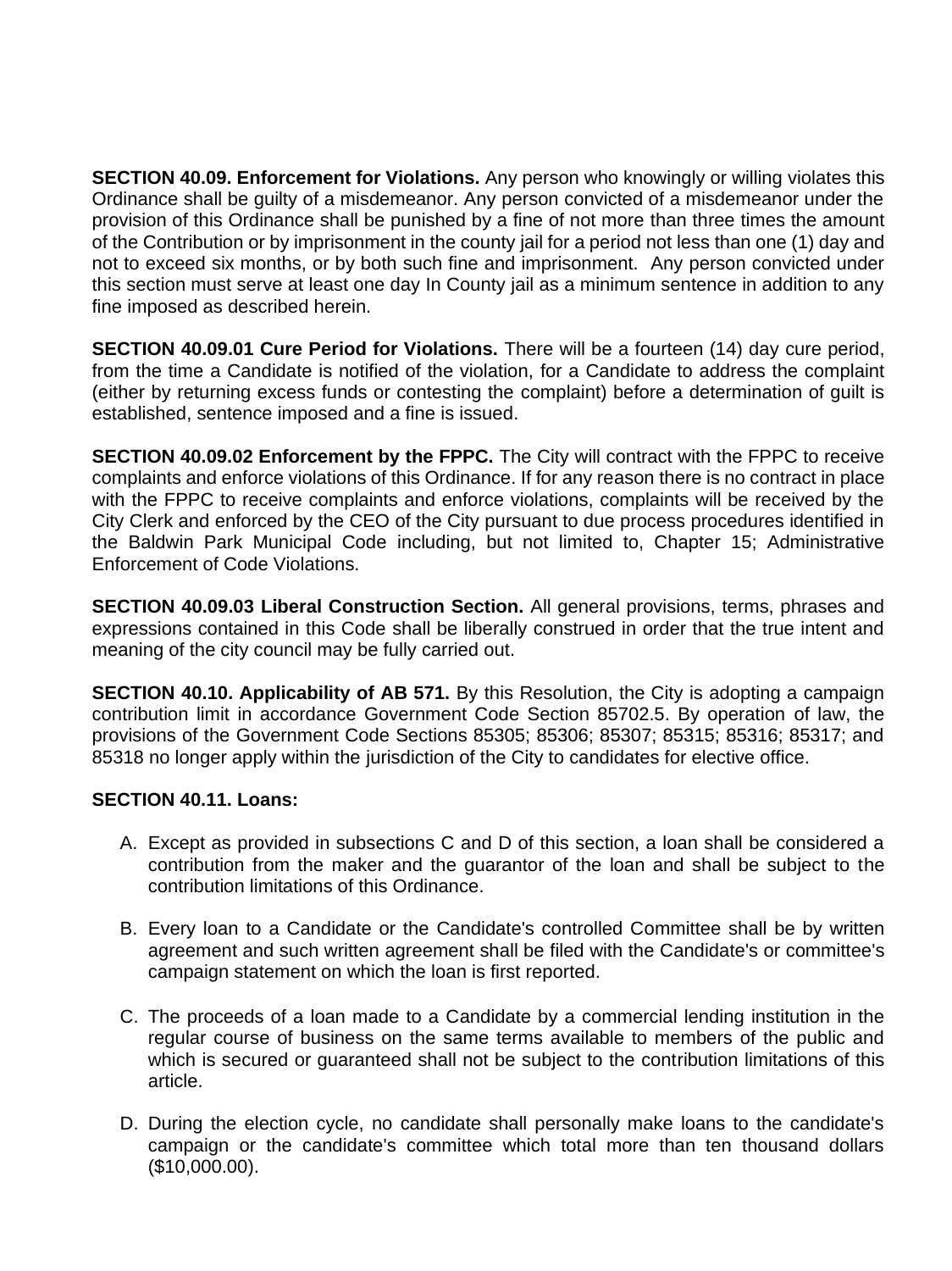**SECTION 40.09. Enforcement for Violations.** Any person who knowingly or willing violates this Ordinance shall be guilty of a misdemeanor. Any person convicted of a misdemeanor under the provision of this Ordinance shall be punished by a fine of not more than three times the amount of the Contribution or by imprisonment in the county jail for a period not less than one (1) day and not to exceed six months, or by both such fine and imprisonment. Any person convicted under this section must serve at least one day In County jail as a minimum sentence in addition to any fine imposed as described herein.

**SECTION 40.09.01 Cure Period for Violations.** There will be a fourteen (14) day cure period, from the time a Candidate is notified of the violation, for a Candidate to address the complaint (either by returning excess funds or contesting the complaint) before a determination of guilt is established, sentence imposed and a fine is issued.

**SECTION 40.09.02 Enforcement by the FPPC.** The City will contract with the FPPC to receive complaints and enforce violations of this Ordinance. If for any reason there is no contract in place with the FPPC to receive complaints and enforce violations, complaints will be received by the City Clerk and enforced by the CEO of the City pursuant to due process procedures identified in the Baldwin Park Municipal Code including, but not limited to, Chapter 15; Administrative Enforcement of Code Violations.

**SECTION 40.09.03 Liberal Construction Section.** All general provisions, terms, phrases and expressions contained in this Code shall be liberally construed in order that the true intent and meaning of the city council may be fully carried out.

**SECTION 40.10. Applicability of AB 571.** By this Resolution, the City is adopting a campaign contribution limit in accordance Government Code Section 85702.5. By operation of law, the provisions of the Government Code Sections 85305; 85306; 85307; 85315; 85316; 85317; and 85318 no longer apply within the jurisdiction of the City to candidates for elective office.

**SECTION 40.11. Loans:**

A. Except as provided in subsections C and D of this section, a loan shall be considered a contribution from the maker and the guarantor of the loan and shall be subject to the contribution limitations of this Ordinance.

B. Every loan to a Candidate or the Candidate's controlled Committee shall be by written agreement and such written agreement shall be filed with the Candidate's or committee's campaign statement on which the loan is first reported.

C. The proceeds of a loan made to a Candidate by a commercial lending institution in the regular course of business on the same terms available to members of the public and which is secured or guaranteed shall not be subject to the contribution limitations of this article.

D. During the election cycle, no candidate shall personally make loans to the candidate's campaign or the candidate's committee which total more than ten thousand dollars ($10,000.00).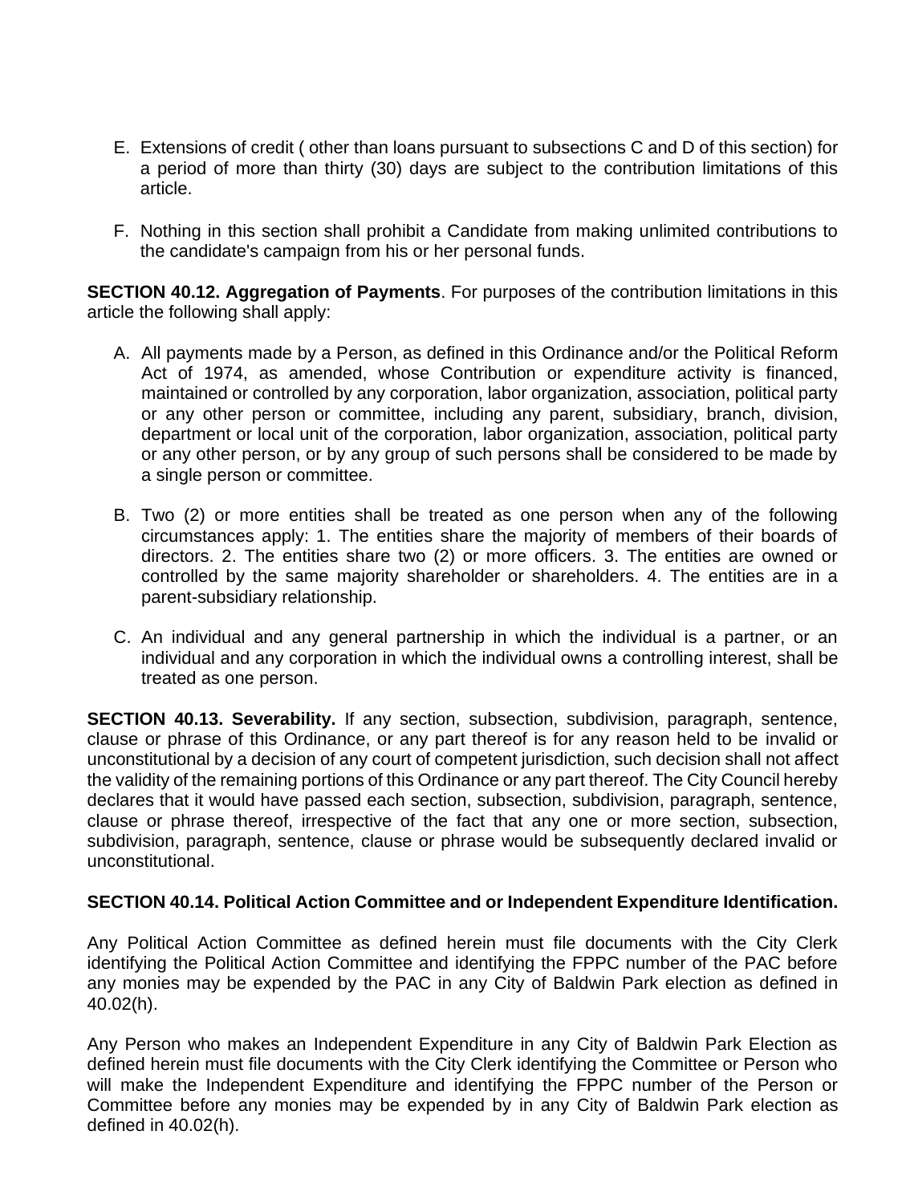E. Extensions of credit ( other than loans pursuant to subsections C and D of this section) for a period of more than thirty (30) days are subject to the contribution limitations of this article.

F. Nothing in this section shall prohibit a Candidate from making unlimited contributions to the candidate's campaign from his or her personal funds.

**SECTION 40.12. Aggregation of Payments**. For purposes of the contribution limitations in this article the following shall apply:

A. All payments made by a Person, as defined in this Ordinance and/or the Political Reform Act of 1974, as amended, whose Contribution or expenditure activity is financed, maintained or controlled by any corporation, labor organization, association, political party or any other person or committee, including any parent, subsidiary, branch, division, department or local unit of the corporation, labor organization, association, political party or any other person, or by any group of such persons shall be considered to be made by a single person or committee.

B. Two (2) or more entities shall be treated as one person when any of the following circumstances apply: 1. The entities share the majority of members of their boards of directors. 2. The entities share two (2) or more officers. 3. The entities are owned or controlled by the same majority shareholder or shareholders. 4. The entities are in a parent-subsidiary relationship.

C. An individual and any general partnership in which the individual is a partner, or an individual and any corporation in which the individual owns a controlling interest, shall be treated as one person.

**SECTION 40.13. Severability.** If any section, subsection, subdivision, paragraph, sentence, clause or phrase of this Ordinance, or any part thereof is for any reason held to be invalid or unconstitutional by a decision of any court of competent jurisdiction, such decision shall not affect the validity of the remaining portions of this Ordinance or any part thereof. The City Council hereby declares that it would have passed each section, subsection, subdivision, paragraph, sentence, clause or phrase thereof, irrespective of the fact that any one or more section, subsection, subdivision, paragraph, sentence, clause or phrase would be subsequently declared invalid or unconstitutional.

**SECTION 40.14. Political Action Committee and or Independent Expenditure Identification.**

Any Political Action Committee as defined herein must file documents with the City Clerk identifying the Political Action Committee and identifying the FPPC number of the PAC before any monies may be expended by the PAC in any City of Baldwin Park election as defined in 40.02(h).

Any Person who makes an Independent Expenditure in any City of Baldwin Park Election as defined herein must file documents with the City Clerk identifying the Committee or Person who will make the Independent Expenditure and identifying the FPPC number of the Person or Committee before any monies may be expended by in any City of Baldwin Park election as defined in 40.02(h).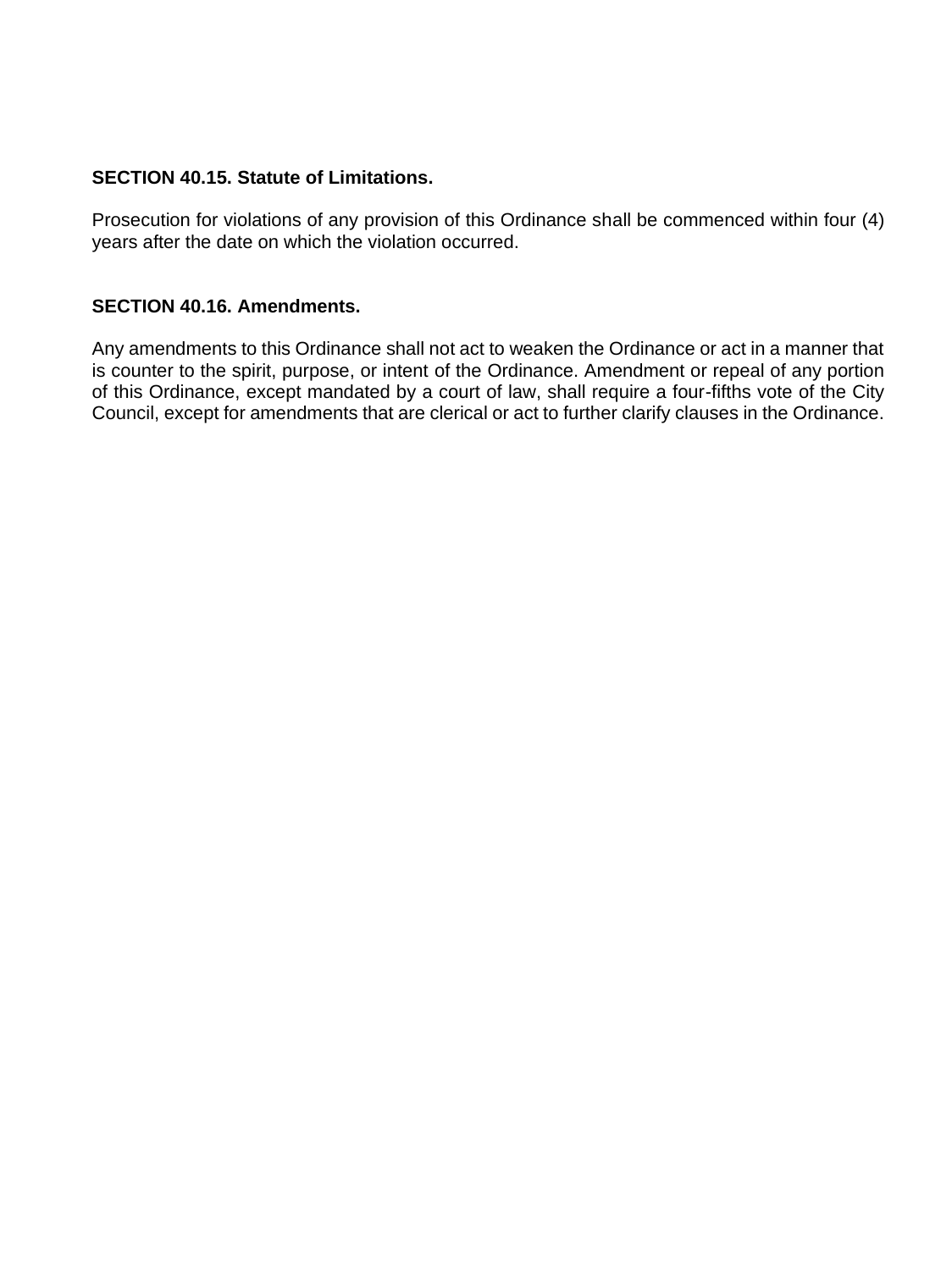**SECTION 40.15. Statute of Limitations.**

Prosecution for violations of any provision of this Ordinance shall be commenced within four (4) years after the date on which the violation occurred.

**SECTION 40.16. Amendments.**

Any amendments to this Ordinance shall not act to weaken the Ordinance or act in a manner that is counter to the spirit, purpose, or intent of the Ordinance. Amendment or repeal of any portion of this Ordinance, except mandated by a court of law, shall require a four-fifths vote of the City Council, except for amendments that are clerical or act to further clarify clauses in the Ordinance.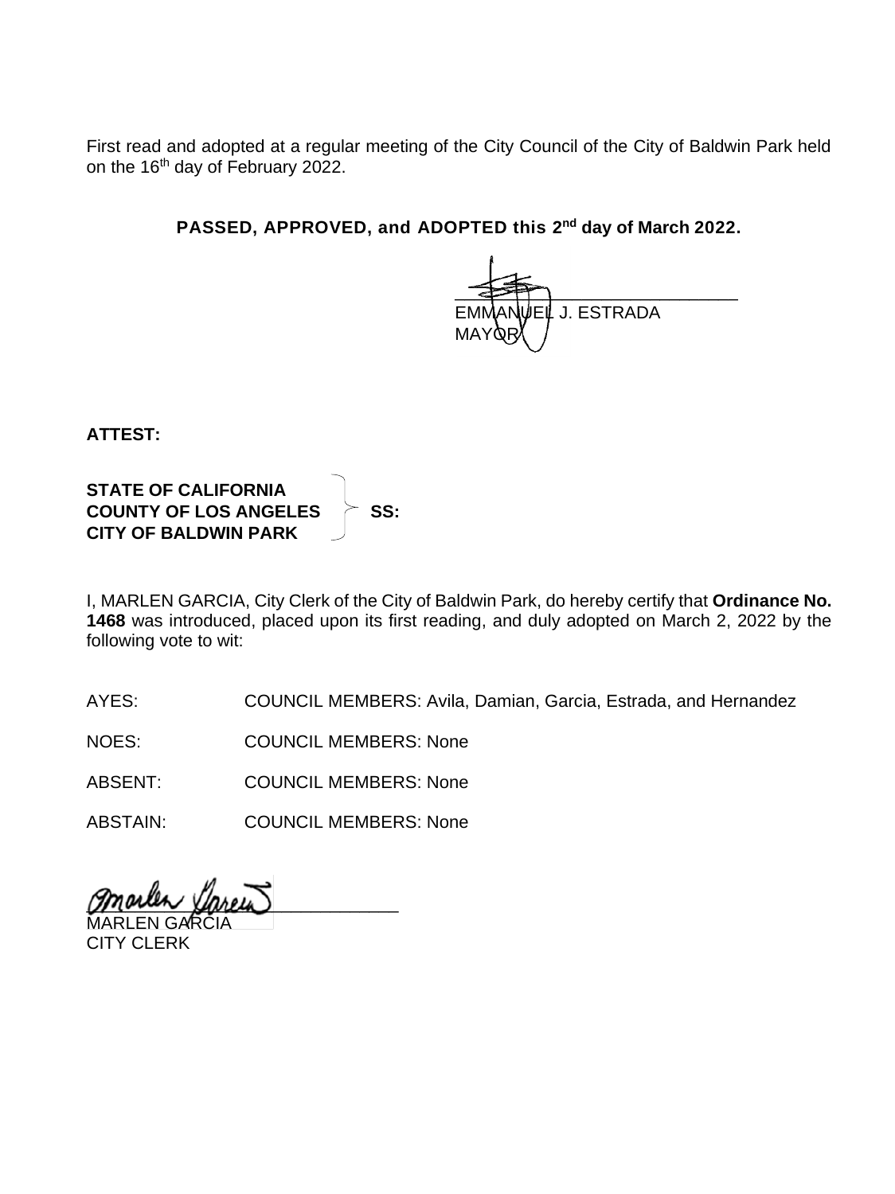First read and adopted at a regular meeting of the City Council of the City of Baldwin Park held on the 16th day of February 2022.

**PASSED, APPROVED, and ADOPTED this 2nd day of March 2022.**

\_\_\_\_\_\_\_\_\_\_\_\_\_\_\_\_\_\_\_\_\_\_\_\_\_\_\_\_\_\_
EMMANUEL J. ESTRADA
MAYOR

**ATTEST:**

**STATE OF CALIFORNIA**
**COUNTY OF LOS ANGELES** } **SS:**
**CITY OF BALDWIN PARK**

I, MARLEN GARCIA, City Clerk of the City of Baldwin Park, do hereby certify that **Ordinance No. 1468** was introduced, placed upon its first reading, and duly adopted on March 2, 2022 by the following vote to wit:

AYES: COUNCIL MEMBERS: Avila, Damian, Garcia, Estrada, and Hernandez

NOES: COUNCIL MEMBERS: None

ABSENT: COUNCIL MEMBERS: None

ABSTAIN: COUNCIL MEMBERS: None

\_\_\_\_\_\_\_\_\_\_\_\_\_\_\_\_\_\_\_\_\_\_\_\_\_\_\_\_\_\_
MARLEN GARCIA
CITY CLERK